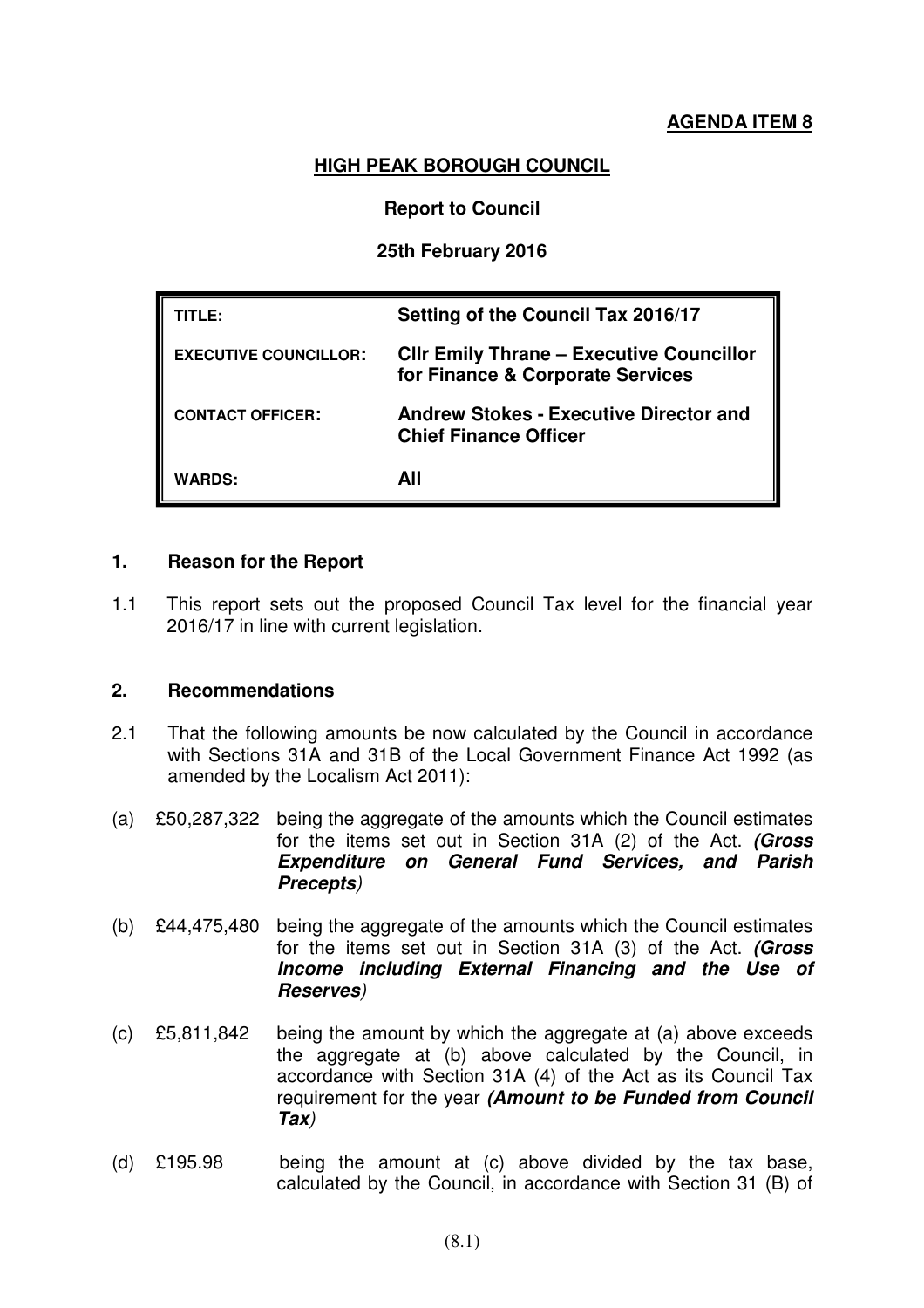**AGENDA ITEM 8**

**HIGH PEAK BOROUGH COUNCIL**

**Report to Council**

**25th February 2016**

| | |
|---|---|
| **TITLE:** | **Setting of the Council Tax 2016/17** |
| **EXECUTIVE COUNCILLOR:** | **Cllr Emily Thrane – Executive Councillor for Finance & Corporate Services** |
| **CONTACT OFFICER:** | **Andrew Stokes - Executive Director and Chief Finance Officer** |
| **WARDS:** | **All** |

## 1. Reason for the Report

1.1 This report sets out the proposed Council Tax level for the financial year 2016/17 in line with current legislation.

## 2. Recommendations

2.1 That the following amounts be now calculated by the Council in accordance with Sections 31A and 31B of the Local Government Finance Act 1992 (as amended by the Localism Act 2011):

(a) £50,287,322 being the aggregate of the amounts which the Council estimates for the items set out in Section 31A (2) of the Act. ***(Gross Expenditure on General Fund Services, and Parish Precepts)***

(b) £44,475,480 being the aggregate of the amounts which the Council estimates for the items set out in Section 31A (3) of the Act. ***(Gross Income including External Financing and the Use of Reserves)***

(c) £5,811,842 being the amount by which the aggregate at (a) above exceeds the aggregate at (b) above calculated by the Council, in accordance with Section 31A (4) of the Act as its Council Tax requirement for the year ***(Amount to be Funded from Council Tax)***

(d) £195.98 being the amount at (c) above divided by the tax base, calculated by the Council, in accordance with Section 31 (B) of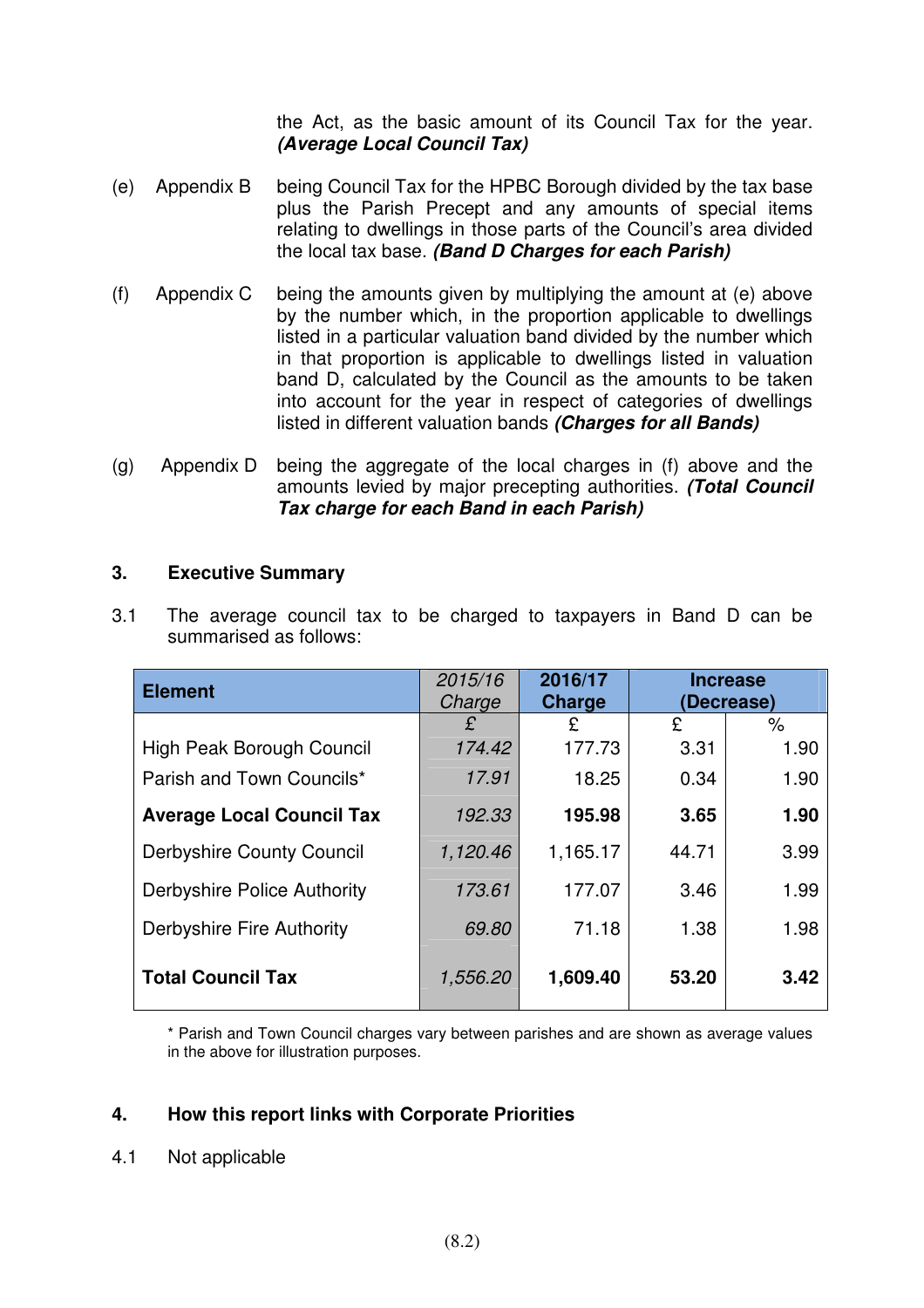the Act, as the basic amount of its Council Tax for the year. ***(Average Local Council Tax)***

(e) Appendix B being Council Tax for the HPBC Borough divided by the tax base plus the Parish Precept and any amounts of special items relating to dwellings in those parts of the Council's area divided the local tax base. ***(Band D Charges for each Parish)***

(f) Appendix C being the amounts given by multiplying the amount at (e) above by the number which, in the proportion applicable to dwellings listed in a particular valuation band divided by the number which in that proportion is applicable to dwellings listed in valuation band D, calculated by the Council as the amounts to be taken into account for the year in respect of categories of dwellings listed in different valuation bands ***(Charges for all Bands)***

(g) Appendix D being the aggregate of the local charges in (f) above and the amounts levied by major precepting authorities. ***(Total Council Tax charge for each Band in each Parish)***

### 3. Executive Summary

3.1 The average council tax to be charged to taxpayers in Band D can be summarised as follows:

| **Element** | *2015/16 Charge* | **2016/17 Charge** | **Increase (Decrease)** | |
|---|---|---|---|---|
| | £ | £ | £ | % |
| High Peak Borough Council | *174.42* | 177.73 | 3.31 | 1.90 |
| Parish and Town Councils* | *17.91* | 18.25 | 0.34 | 1.90 |
| **Average Local Council Tax** | *192.33* | **195.98** | **3.65** | **1.90** |
| Derbyshire County Council | *1,120.46* | 1,165.17 | 44.71 | 3.99 |
| Derbyshire Police Authority | *173.61* | 177.07 | 3.46 | 1.99 |
| Derbyshire Fire Authority | *69.80* | 71.18 | 1.38 | 1.98 |
| **Total Council Tax** | *1,556.20* | **1,609.40** | **53.20** | **3.42** |

\* Parish and Town Council charges vary between parishes and are shown as average values in the above for illustration purposes.

### 4. How this report links with Corporate Priorities

4.1 Not applicable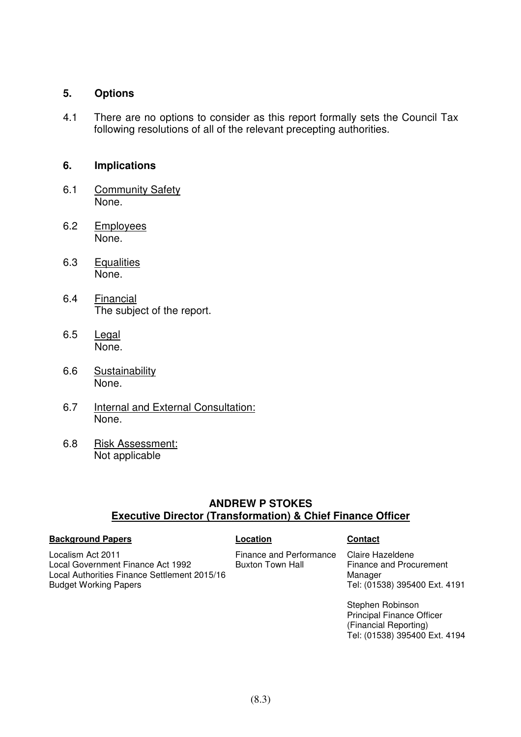## 5. Options

4.1 There are no options to consider as this report formally sets the Council Tax following resolutions of all of the relevant precepting authorities.

## 6. Implications

6.1 Community Safety
None.

6.2 Employees
None.

6.3 Equalities
None.

6.4 Financial
The subject of the report.

6.5 Legal
None.

6.6 Sustainability
None.

6.7 Internal and External Consultation:
None.

6.8 Risk Assessment:
Not applicable

**ANDREW P STOKES**
**Executive Director (Transformation) & Chief Finance Officer**

| **Background Papers** | **Location** | **Contact** |
|---|---|---|
| Localism Act 2011<br>Local Government Finance Act 1992<br>Local Authorities Finance Settlement 2015/16<br>Budget Working Papers | Finance and Performance<br>Buxton Town Hall | Claire Hazeldene<br>Finance and Procurement Manager<br>Tel: (01538) 395400 Ext. 4191<br><br>Stephen Robinson<br>Principal Finance Officer (Financial Reporting)<br>Tel: (01538) 395400 Ext. 4194 |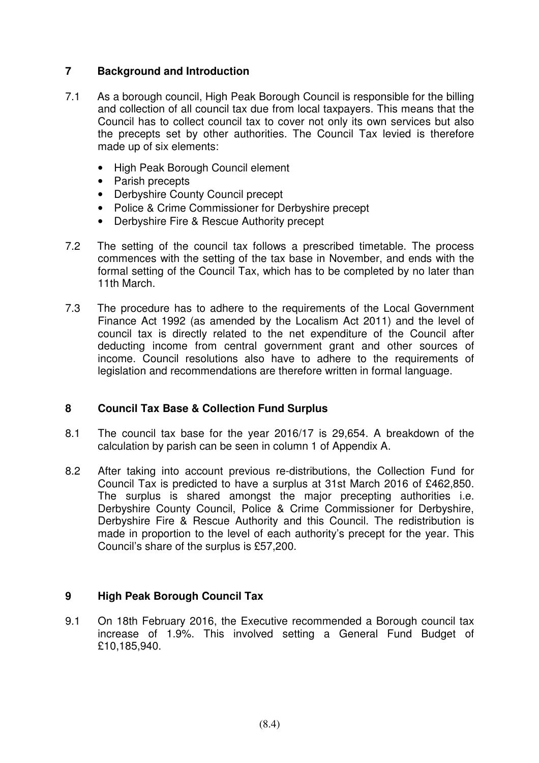## 7 Background and Introduction

7.1 As a borough council, High Peak Borough Council is responsible for the billing and collection of all council tax due from local taxpayers. This means that the Council has to collect council tax to cover not only its own services but also the precepts set by other authorities. The Council Tax levied is therefore made up of six elements:

- High Peak Borough Council element
- Parish precepts
- Derbyshire County Council precept
- Police & Crime Commissioner for Derbyshire precept
- Derbyshire Fire & Rescue Authority precept

7.2 The setting of the council tax follows a prescribed timetable. The process commences with the setting of the tax base in November, and ends with the formal setting of the Council Tax, which has to be completed by no later than 11th March.

7.3 The procedure has to adhere to the requirements of the Local Government Finance Act 1992 (as amended by the Localism Act 2011) and the level of council tax is directly related to the net expenditure of the Council after deducting income from central government grant and other sources of income. Council resolutions also have to adhere to the requirements of legislation and recommendations are therefore written in formal language.

## 8 Council Tax Base & Collection Fund Surplus

8.1 The council tax base for the year 2016/17 is 29,654. A breakdown of the calculation by parish can be seen in column 1 of Appendix A.

8.2 After taking into account previous re-distributions, the Collection Fund for Council Tax is predicted to have a surplus at 31st March 2016 of £462,850. The surplus is shared amongst the major precepting authorities i.e. Derbyshire County Council, Police & Crime Commissioner for Derbyshire, Derbyshire Fire & Rescue Authority and this Council. The redistribution is made in proportion to the level of each authority's precept for the year. This Council's share of the surplus is £57,200.

## 9 High Peak Borough Council Tax

9.1 On 18th February 2016, the Executive recommended a Borough council tax increase of 1.9%. This involved setting a General Fund Budget of £10,185,940.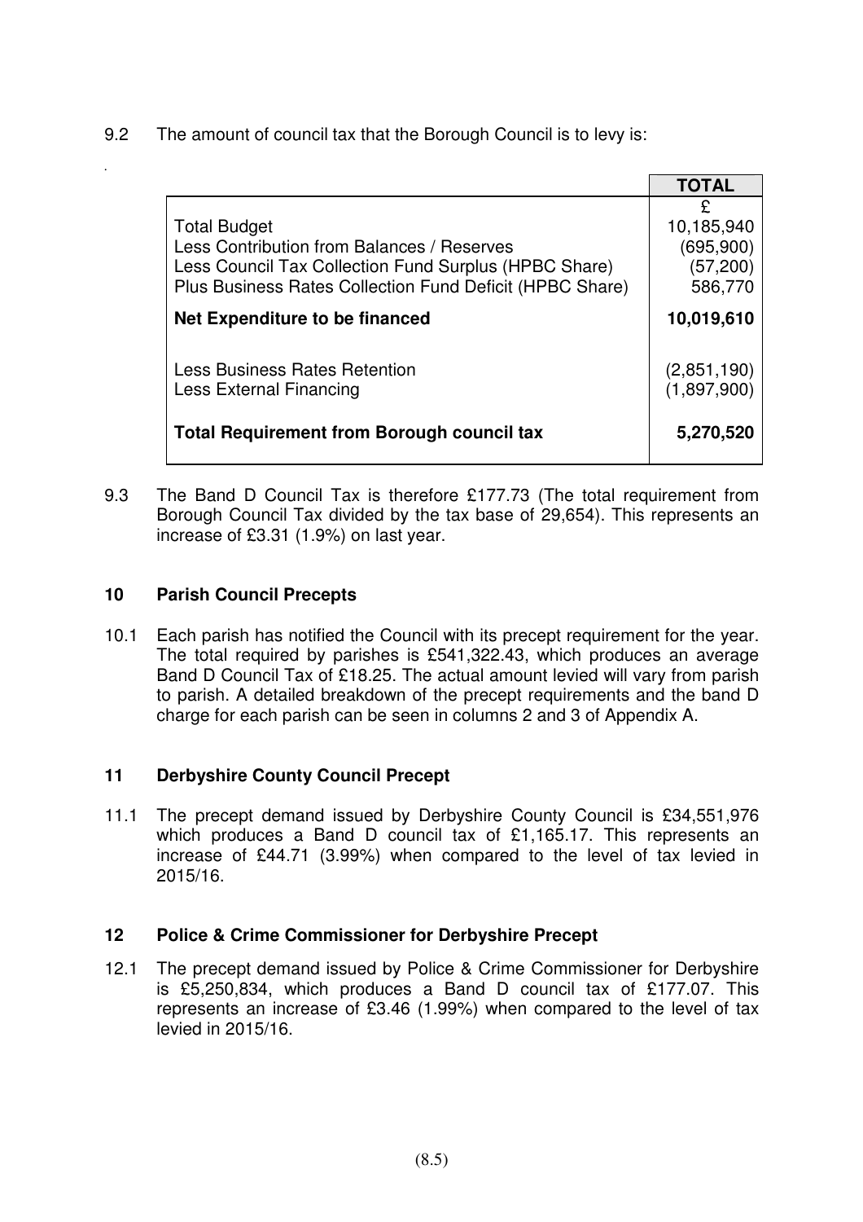9.2 The amount of council tax that the Borough Council is to levy is:

| | TOTAL |
|---|---|
| | £ |
| Total Budget | 10,185,940 |
| Less Contribution from Balances / Reserves | (695,900) |
| Less Council Tax Collection Fund Surplus (HPBC Share) | (57,200) |
| Plus Business Rates Collection Fund Deficit (HPBC Share) | 586,770 |
| **Net Expenditure to be financed** | **10,019,610** |
| Less Business Rates Retention | (2,851,190) |
| Less External Financing | (1,897,900) |
| **Total Requirement from Borough council tax** | **5,270,520** |

9.3 The Band D Council Tax is therefore £177.73 (The total requirement from Borough Council Tax divided by the tax base of 29,654). This represents an increase of £3.31 (1.9%) on last year.

## 10 Parish Council Precepts

10.1 Each parish has notified the Council with its precept requirement for the year. The total required by parishes is £541,322.43, which produces an average Band D Council Tax of £18.25. The actual amount levied will vary from parish to parish. A detailed breakdown of the precept requirements and the band D charge for each parish can be seen in columns 2 and 3 of Appendix A.

## 11 Derbyshire County Council Precept

11.1 The precept demand issued by Derbyshire County Council is £34,551,976 which produces a Band D council tax of £1,165.17. This represents an increase of £44.71 (3.99%) when compared to the level of tax levied in 2015/16.

## 12 Police & Crime Commissioner for Derbyshire Precept

12.1 The precept demand issued by Police & Crime Commissioner for Derbyshire is £5,250,834, which produces a Band D council tax of £177.07. This represents an increase of £3.46 (1.99%) when compared to the level of tax levied in 2015/16.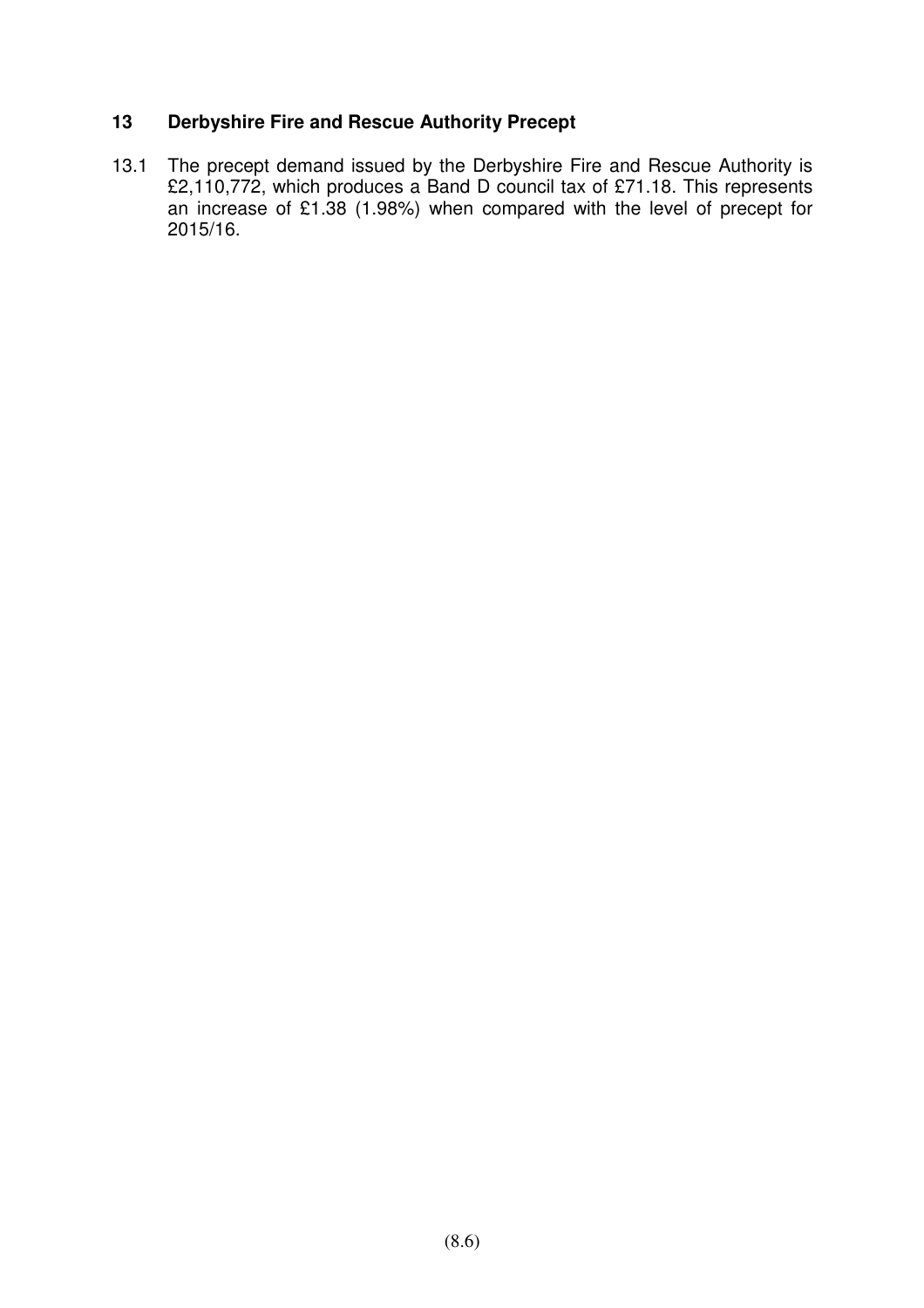## 13 Derbyshire Fire and Rescue Authority Precept

13.1 The precept demand issued by the Derbyshire Fire and Rescue Authority is £2,110,772, which produces a Band D council tax of £71.18. This represents an increase of £1.38 (1.98%) when compared with the level of precept for 2015/16.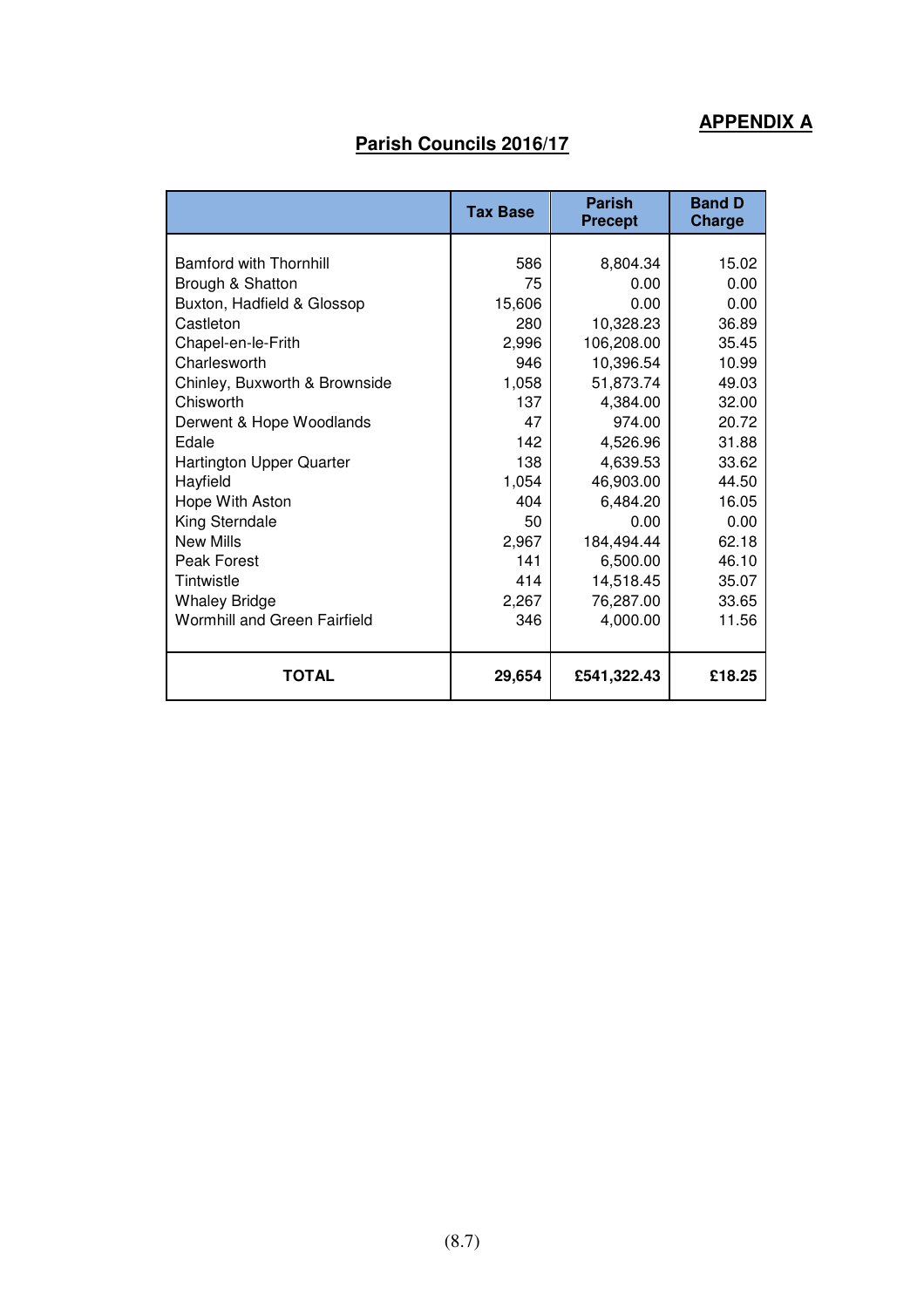**APPENDIX A**

## Parish Councils 2016/17

| | Tax Base | Parish Precept | Band D Charge |
|---|---|---|---|
| Bamford with Thornhill | 586 | 8,804.34 | 15.02 |
| Brough & Shatton | 75 | 0.00 | 0.00 |
| Buxton, Hadfield & Glossop | 15,606 | 0.00 | 0.00 |
| Castleton | 280 | 10,328.23 | 36.89 |
| Chapel-en-le-Frith | 2,996 | 106,208.00 | 35.45 |
| Charlesworth | 946 | 10,396.54 | 10.99 |
| Chinley, Buxworth & Brownside | 1,058 | 51,873.74 | 49.03 |
| Chisworth | 137 | 4,384.00 | 32.00 |
| Derwent & Hope Woodlands | 47 | 974.00 | 20.72 |
| Edale | 142 | 4,526.96 | 31.88 |
| Hartington Upper Quarter | 138 | 4,639.53 | 33.62 |
| Hayfield | 1,054 | 46,903.00 | 44.50 |
| Hope With Aston | 404 | 6,484.20 | 16.05 |
| King Sterndale | 50 | 0.00 | 0.00 |
| New Mills | 2,967 | 184,494.44 | 62.18 |
| Peak Forest | 141 | 6,500.00 | 46.10 |
| Tintwistle | 414 | 14,518.45 | 35.07 |
| Whaley Bridge | 2,267 | 76,287.00 | 33.65 |
| Wormhill and Green Fairfield | 346 | 4,000.00 | 11.56 |
| **TOTAL** | **29,654** | **£541,322.43** | **£18.25** |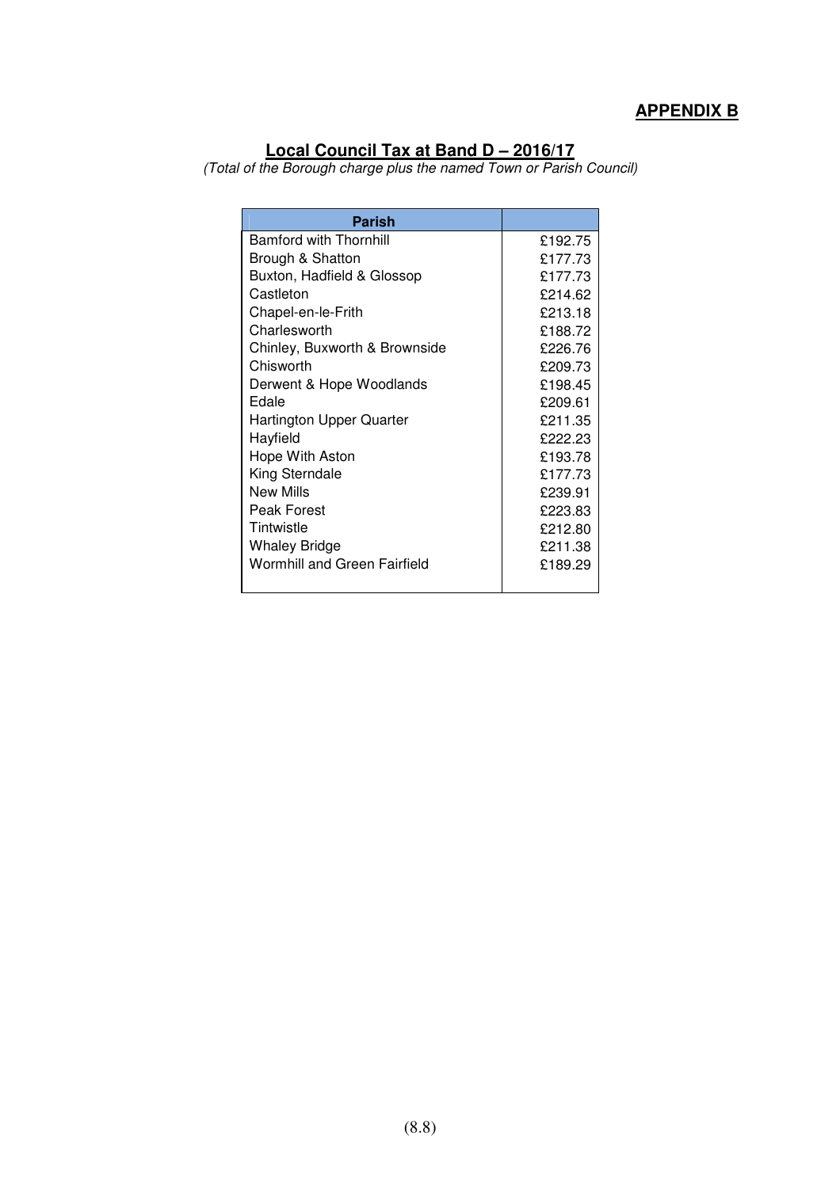**APPENDIX B**

## Local Council Tax at Band D – 2016/17

*(Total of the Borough charge plus the named Town or Parish Council)*

| Parish | |
|---|---|
| Bamford with Thornhill | £192.75 |
| Brough & Shatton | £177.73 |
| Buxton, Hadfield & Glossop | £177.73 |
| Castleton | £214.62 |
| Chapel-en-le-Frith | £213.18 |
| Charlesworth | £188.72 |
| Chinley, Buxworth & Brownside | £226.76 |
| Chisworth | £209.73 |
| Derwent & Hope Woodlands | £198.45 |
| Edale | £209.61 |
| Hartington Upper Quarter | £211.35 |
| Hayfield | £222.23 |
| Hope With Aston | £193.78 |
| King Sterndale | £177.73 |
| New Mills | £239.91 |
| Peak Forest | £223.83 |
| Tintwistle | £212.80 |
| Whaley Bridge | £211.38 |
| Wormhill and Green Fairfield | £189.29 |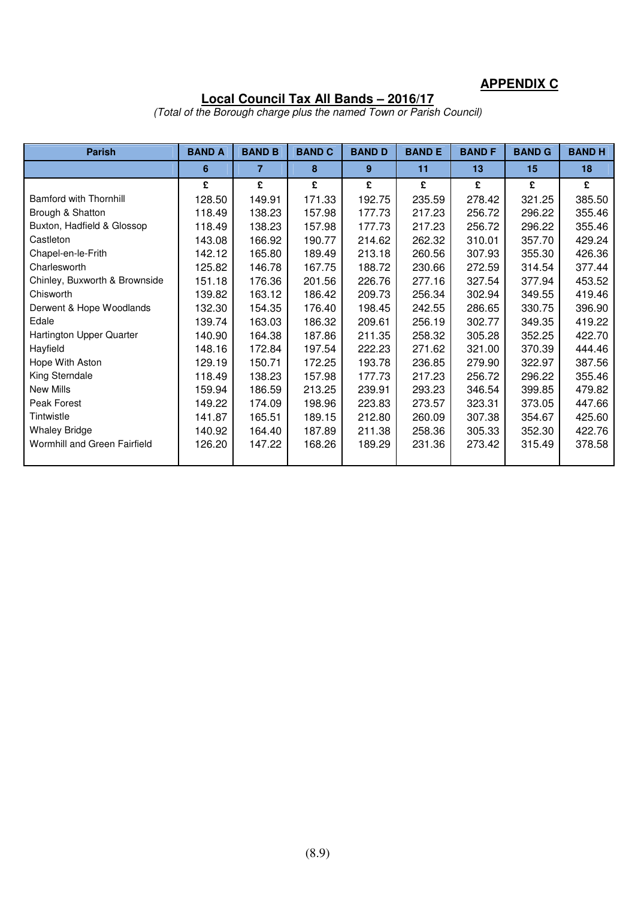**APPENDIX C**

## Local Council Tax All Bands – 2016/17

*(Total of the Borough charge plus the named Town or Parish Council)*

| Parish | BAND A | BAND B | BAND C | BAND D | BAND E | BAND F | BAND G | BAND H |
|---|---|---|---|---|---|---|---|---|
| | 6 | 7 | 8 | 9 | 11 | 13 | 15 | 18 |
| | £ | £ | £ | £ | £ | £ | £ | £ |
| Bamford with Thornhill | 128.50 | 149.91 | 171.33 | 192.75 | 235.59 | 278.42 | 321.25 | 385.50 |
| Brough & Shatton | 118.49 | 138.23 | 157.98 | 177.73 | 217.23 | 256.72 | 296.22 | 355.46 |
| Buxton, Hadfield & Glossop | 118.49 | 138.23 | 157.98 | 177.73 | 217.23 | 256.72 | 296.22 | 355.46 |
| Castleton | 143.08 | 166.92 | 190.77 | 214.62 | 262.32 | 310.01 | 357.70 | 429.24 |
| Chapel-en-le-Frith | 142.12 | 165.80 | 189.49 | 213.18 | 260.56 | 307.93 | 355.30 | 426.36 |
| Charlesworth | 125.82 | 146.78 | 167.75 | 188.72 | 230.66 | 272.59 | 314.54 | 377.44 |
| Chinley, Buxworth & Brownside | 151.18 | 176.36 | 201.56 | 226.76 | 277.16 | 327.54 | 377.94 | 453.52 |
| Chisworth | 139.82 | 163.12 | 186.42 | 209.73 | 256.34 | 302.94 | 349.55 | 419.46 |
| Derwent & Hope Woodlands | 132.30 | 154.35 | 176.40 | 198.45 | 242.55 | 286.65 | 330.75 | 396.90 |
| Edale | 139.74 | 163.03 | 186.32 | 209.61 | 256.19 | 302.77 | 349.35 | 419.22 |
| Hartington Upper Quarter | 140.90 | 164.38 | 187.86 | 211.35 | 258.32 | 305.28 | 352.25 | 422.70 |
| Hayfield | 148.16 | 172.84 | 197.54 | 222.23 | 271.62 | 321.00 | 370.39 | 444.46 |
| Hope With Aston | 129.19 | 150.71 | 172.25 | 193.78 | 236.85 | 279.90 | 322.97 | 387.56 |
| King Sterndale | 118.49 | 138.23 | 157.98 | 177.73 | 217.23 | 256.72 | 296.22 | 355.46 |
| New Mills | 159.94 | 186.59 | 213.25 | 239.91 | 293.23 | 346.54 | 399.85 | 479.82 |
| Peak Forest | 149.22 | 174.09 | 198.96 | 223.83 | 273.57 | 323.31 | 373.05 | 447.66 |
| Tintwistle | 141.87 | 165.51 | 189.15 | 212.80 | 260.09 | 307.38 | 354.67 | 425.60 |
| Whaley Bridge | 140.92 | 164.40 | 187.89 | 211.38 | 258.36 | 305.33 | 352.30 | 422.76 |
| Wormhill and Green Fairfield | 126.20 | 147.22 | 168.26 | 189.29 | 231.36 | 273.42 | 315.49 | 378.58 |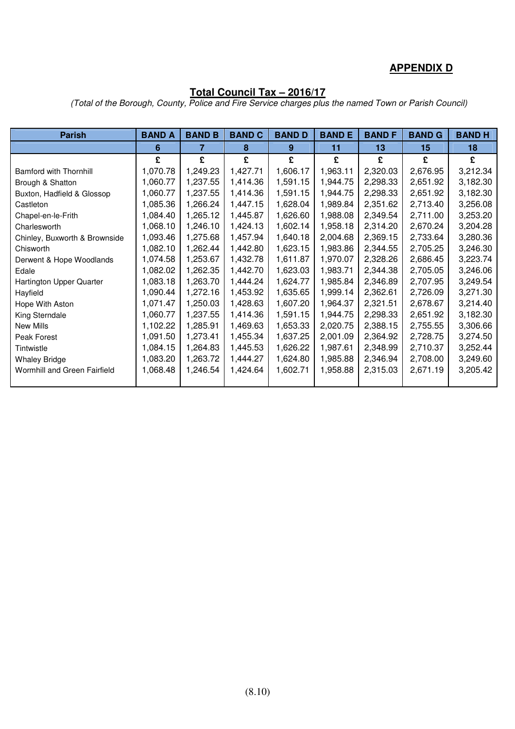**APPENDIX D**

## Total Council Tax – 2016/17

*(Total of the Borough, County, Police and Fire Service charges plus the named Town or Parish Council)*

| Parish | BAND A | BAND B | BAND C | BAND D | BAND E | BAND F | BAND G | BAND H |
|---|---|---|---|---|---|---|---|---|
| | 6 | 7 | 8 | 9 | 11 | 13 | 15 | 18 |
| | £ | £ | £ | £ | £ | £ | £ | £ |
| Bamford with Thornhill | 1,070.78 | 1,249.23 | 1,427.71 | 1,606.17 | 1,963.11 | 2,320.03 | 2,676.95 | 3,212.34 |
| Brough & Shatton | 1,060.77 | 1,237.55 | 1,414.36 | 1,591.15 | 1,944.75 | 2,298.33 | 2,651.92 | 3,182.30 |
| Buxton, Hadfield & Glossop | 1,060.77 | 1,237.55 | 1,414.36 | 1,591.15 | 1,944.75 | 2,298.33 | 2,651.92 | 3,182.30 |
| Castleton | 1,085.36 | 1,266.24 | 1,447.15 | 1,628.04 | 1,989.84 | 2,351.62 | 2,713.40 | 3,256.08 |
| Chapel-en-le-Frith | 1,084.40 | 1,265.12 | 1,445.87 | 1,626.60 | 1,988.08 | 2,349.54 | 2,711.00 | 3,253.20 |
| Charlesworth | 1,068.10 | 1,246.10 | 1,424.13 | 1,602.14 | 1,958.18 | 2,314.20 | 2,670.24 | 3,204.28 |
| Chinley, Buxworth & Brownside | 1,093.46 | 1,275.68 | 1,457.94 | 1,640.18 | 2,004.68 | 2,369.15 | 2,733.64 | 3,280.36 |
| Chisworth | 1,082.10 | 1,262.44 | 1,442.80 | 1,623.15 | 1,983.86 | 2,344.55 | 2,705.25 | 3,246.30 |
| Derwent & Hope Woodlands | 1,074.58 | 1,253.67 | 1,432.78 | 1,611.87 | 1,970.07 | 2,328.26 | 2,686.45 | 3,223.74 |
| Edale | 1,082.02 | 1,262.35 | 1,442.70 | 1,623.03 | 1,983.71 | 2,344.38 | 2,705.05 | 3,246.06 |
| Hartington Upper Quarter | 1,083.18 | 1,263.70 | 1,444.24 | 1,624.77 | 1,985.84 | 2,346.89 | 2,707.95 | 3,249.54 |
| Hayfield | 1,090.44 | 1,272.16 | 1,453.92 | 1,635.65 | 1,999.14 | 2,362.61 | 2,726.09 | 3,271.30 |
| Hope With Aston | 1,071.47 | 1,250.03 | 1,428.63 | 1,607.20 | 1,964.37 | 2,321.51 | 2,678.67 | 3,214.40 |
| King Sterndale | 1,060.77 | 1,237.55 | 1,414.36 | 1,591.15 | 1,944.75 | 2,298.33 | 2,651.92 | 3,182.30 |
| New Mills | 1,102.22 | 1,285.91 | 1,469.63 | 1,653.33 | 2,020.75 | 2,388.15 | 2,755.55 | 3,306.66 |
| Peak Forest | 1,091.50 | 1,273.41 | 1,455.34 | 1,637.25 | 2,001.09 | 2,364.92 | 2,728.75 | 3,274.50 |
| Tintwistle | 1,084.15 | 1,264.83 | 1,445.53 | 1,626.22 | 1,987.61 | 2,348.99 | 2,710.37 | 3,252.44 |
| Whaley Bridge | 1,083.20 | 1,263.72 | 1,444.27 | 1,624.80 | 1,985.88 | 2,346.94 | 2,708.00 | 3,249.60 |
| Wormhill and Green Fairfield | 1,068.48 | 1,246.54 | 1,424.64 | 1,602.71 | 1,958.88 | 2,315.03 | 2,671.19 | 3,205.42 |